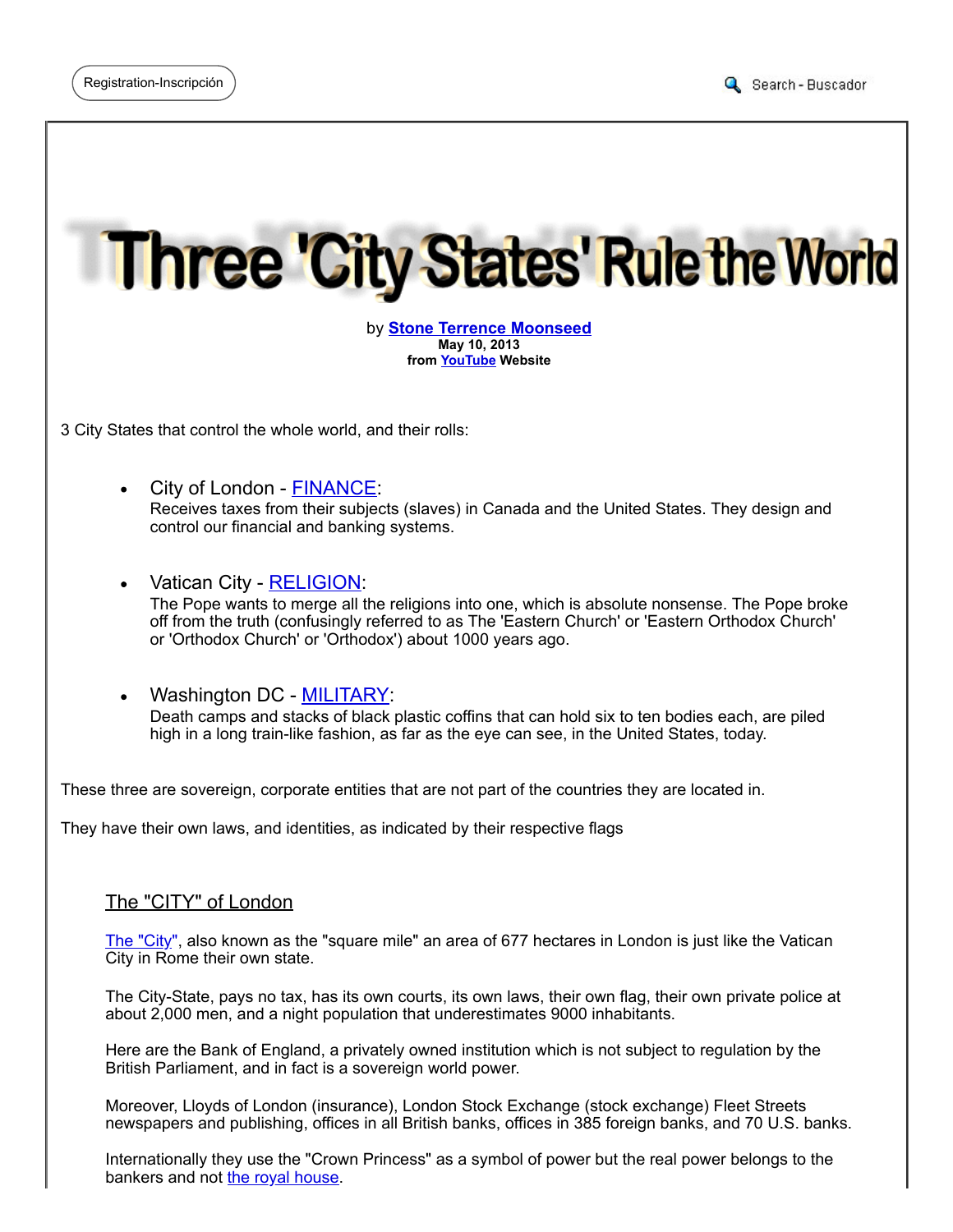Registration-Inscripción

Search - Buscador

# Three 'City States' Rule the World

by **Stone Terrence Moonseed**
**May 10, 2013**
**from YouTube Website**

3 City States that control the whole world, and their rolls:

- City of London - FINANCE:
  Receives taxes from their subjects (slaves) in Canada and the United States. They design and control our financial and banking systems.

- Vatican City - RELIGION:
  The Pope wants to merge all the religions into one, which is absolute nonsense. The Pope broke off from the truth (confusingly referred to as The 'Eastern Church' or 'Eastern Orthodox Church' or 'Orthodox Church' or 'Orthodox') about 1000 years ago.

- Washington DC - MILITARY:
  Death camps and stacks of black plastic coffins that can hold six to ten bodies each, are piled high in a long train-like fashion, as far as the eye can see, in the United States, today.

These three are sovereign, corporate entities that are not part of the countries they are located in.

They have their own laws, and identities, as indicated by their respective flags

## The "CITY" of London

The "City", also known as the "square mile" an area of 677 hectares in London is just like the Vatican City in Rome their own state.

The City-State, pays no tax, has its own courts, its own laws, their own flag, their own private police at about 2,000 men, and a night population that underestimates 9000 inhabitants.

Here are the Bank of England, a privately owned institution which is not subject to regulation by the British Parliament, and in fact is a sovereign world power.

Moreover, Lloyds of London (insurance), London Stock Exchange (stock exchange) Fleet Streets newspapers and publishing, offices in all British banks, offices in 385 foreign banks, and 70 U.S. banks.

Internationally they use the "Crown Princess" as a symbol of power but the real power belongs to the bankers and not the royal house.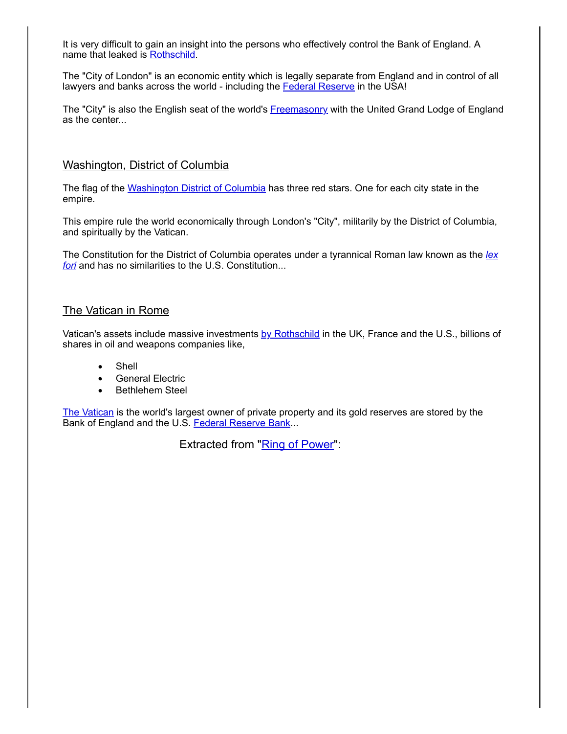It is very difficult to gain an insight into the persons who effectively control the Bank of England. A name that leaked is Rothschild.

The "City of London" is an economic entity which is legally separate from England and in control of all lawyers and banks across the world - including the Federal Reserve in the USA!

The "City" is also the English seat of the world's Freemasonry with the United Grand Lodge of England as the center...

## Washington, District of Columbia

The flag of the Washington District of Columbia has three red stars. One for each city state in the empire.

This empire rule the world economically through London's "City", militarily by the District of Columbia, and spiritually by the Vatican.

The Constitution for the District of Columbia operates under a tyrannical Roman law known as the *lex fori* and has no similarities to the U.S. Constitution...

## The Vatican in Rome

Vatican's assets include massive investments by Rothschild in the UK, France and the U.S., billions of shares in oil and weapons companies like,

- Shell
- General Electric
- Bethlehem Steel

The Vatican is the world's largest owner of private property and its gold reserves are stored by the Bank of England and the U.S. Federal Reserve Bank...

Extracted from "Ring of Power":